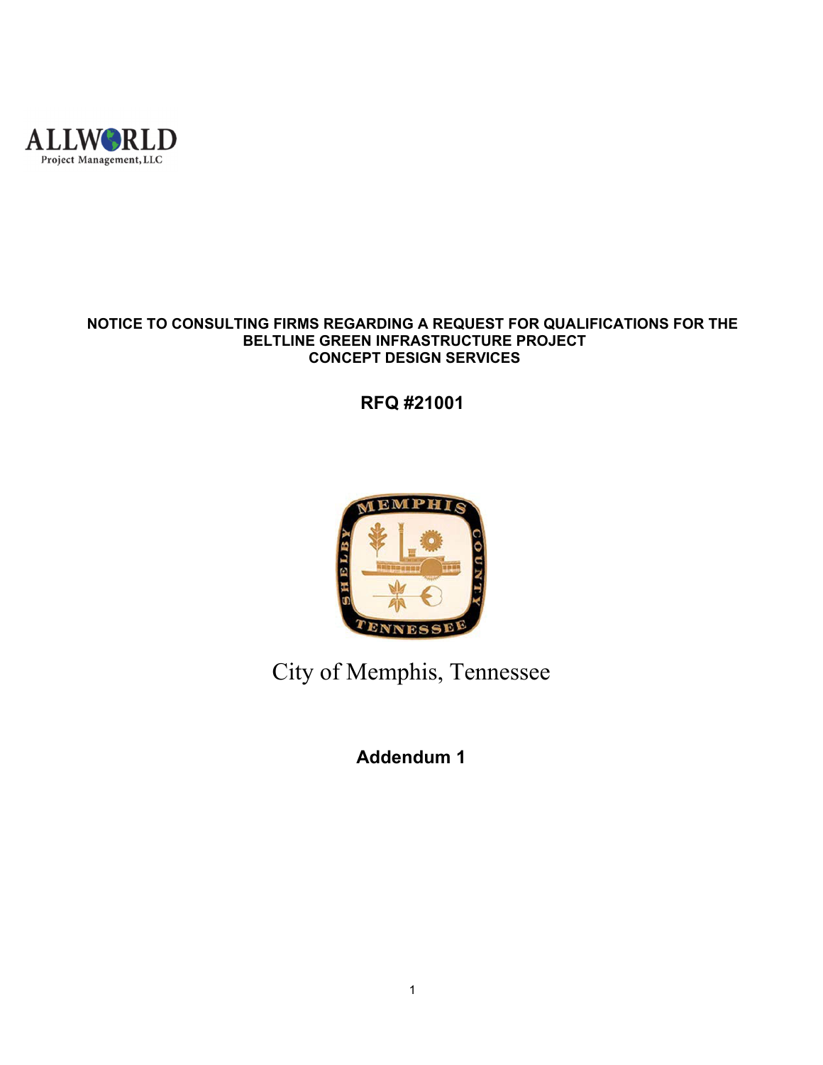ALLWORLD
Project Management, LLC

**NOTICE TO CONSULTING FIRMS REGARDING A REQUEST FOR QUALIFICATIONS FOR THE BELTLINE GREEN INFRASTRUCTURE PROJECT CONCEPT DESIGN SERVICES**

## RFQ #21001

MEMPHIS
SHELBY COUNTY
TENNESSEE

City of Memphis, Tennessee

## Addendum 1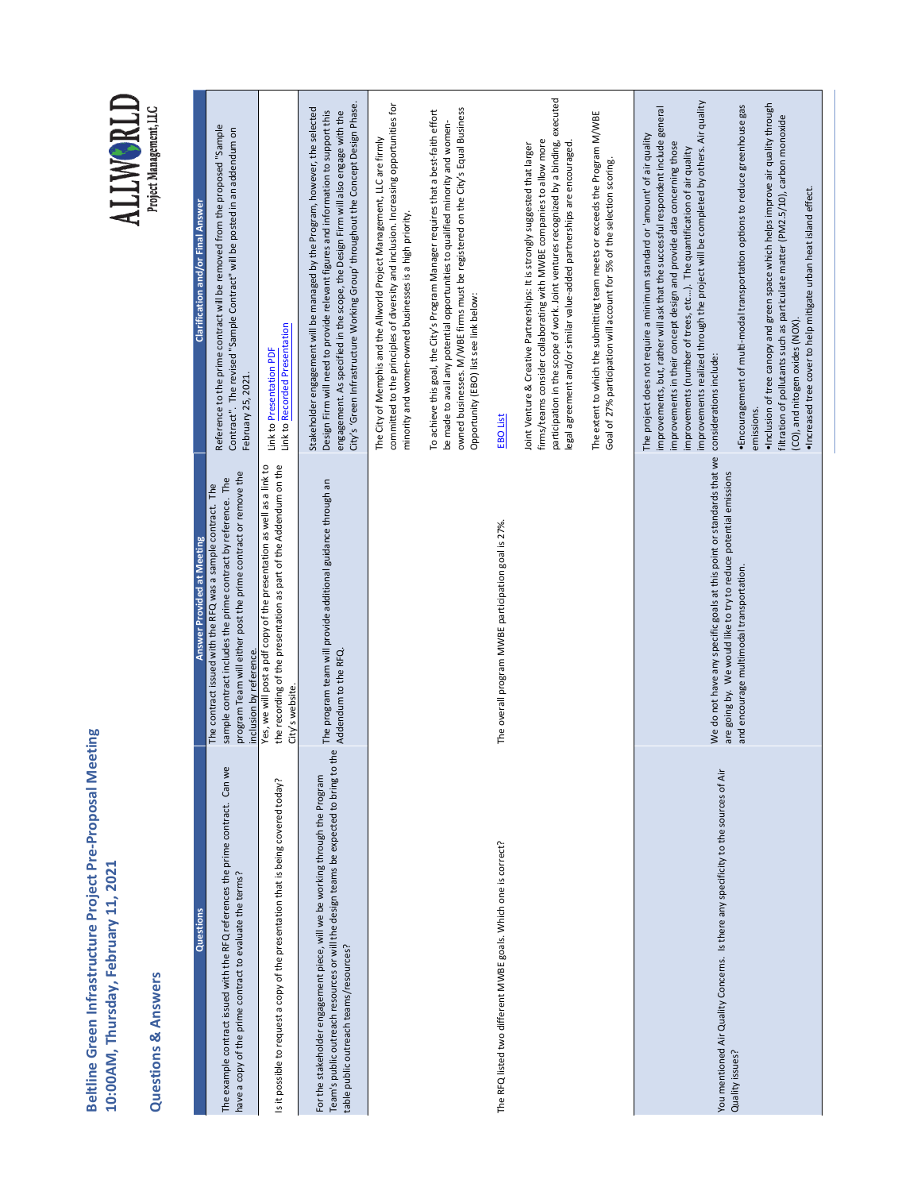# Beltline Green Infrastructure Project Pre-Proposal Meeting
## 10:00AM, Thursday, February 11, 2021

## Questions & Answers

ALLWORLD Project Management, LLC

| Questions | Answer Provided at Meeting | Clarification and/or Final Answer |
|---|---|---|
| The example contract issued with the RFQ references the prime contract. Can we have a copy of the prime contract to evaluate the terms? | The contract issued with the RFQ was a sample contract. The sample contract includes the prime contract by reference. The program Team will either post the prime contract or remove the inclusion by reference. | Reference to the prime contract will be removed from the proposed "Sample Contract". The revised "Sample Contract" will be posted in an addendum on February 25, 2021. |
| Is it possible to request a copy of the presentation that is being covered today? | Yes, we will post a pdf copy of the presentation as well as a link to the recording of the presentation as part of the Addendum on the City's website. | Link to Presentation PDF<br>Link to Recorded Presentation |
| For the stakeholder engagement piece, will we be working through the Program Team's public outreach resources or will the design teams be expected to bring to the table public outreach teams/resources? | The program team will provide additional guidance through an Addendum to the RFQ. | Stakeholder engagement will be managed by the Program, however, the selected Design Firm will need to provide relevant figures and information to support this engagement. As specified in the scope, the Design Firm will also engage with the City's 'Green Infrastructure Working Group' throughout the Concept Design Phase. |
| The RFQ listed two different MWBE goals. Which one is correct? | The overall program MWBE participation goal is 27%. | The City of Memphis and the Allworld Project Management, LLC are firmly committed to the principles of diversity and inclusion. Increasing opportunities for minority and women-owned businesses is a high priority.<br><br>To achieve this goal, the City's Program Manager requires that a best-faith effort be made to avail any potential opportunities to qualified minority and women-owned businesses. M/WBE firms must be registered on the City's Equal Business Opportunity (EBO) list see link below:<br><br>EBO List<br><br>Joint Venture & Creative Partnerships: It is strongly suggested that larger firms/teams consider collaborating with MWBE companies to allow more participation in the scope of work. Joint ventures recognized by a binding, executed legal agreement and/or similar value-added partnerships are encouraged.<br><br>The extent to which the submitting team meets or exceeds the Program M/WBE Goal of 27% participation will account for 5% of the selection scoring. |
| You mentioned Air Quality Concerns. Is there any specificity to the sources of Air Quality issues? | We do not have any specific goals at this point or standards that we are going by. We would like to try to reduce potential emissions and encourage multimodal transportation. | The project does not require a minimum standard or 'amount' of air quality improvements, but, rather will ask that the successful respondent include general improvements in their concept design and provide data concerning those improvements (number of trees, etc....). The quantification of air quality improvements realized through the project will be completed by others. Air quality considerations include:<br><br>•Encouragement of multi-modal transportation options to reduce greenhouse gas emissions.<br>•Inclusion of tree canopy and green space which helps improve air quality through filtration of pollutants such as particulate matter (PM2.5/10), carbon monoxide (CO), and nitrogen oxides (NOX).<br>•Increased tree cover to help mitigate urban heat island effect. |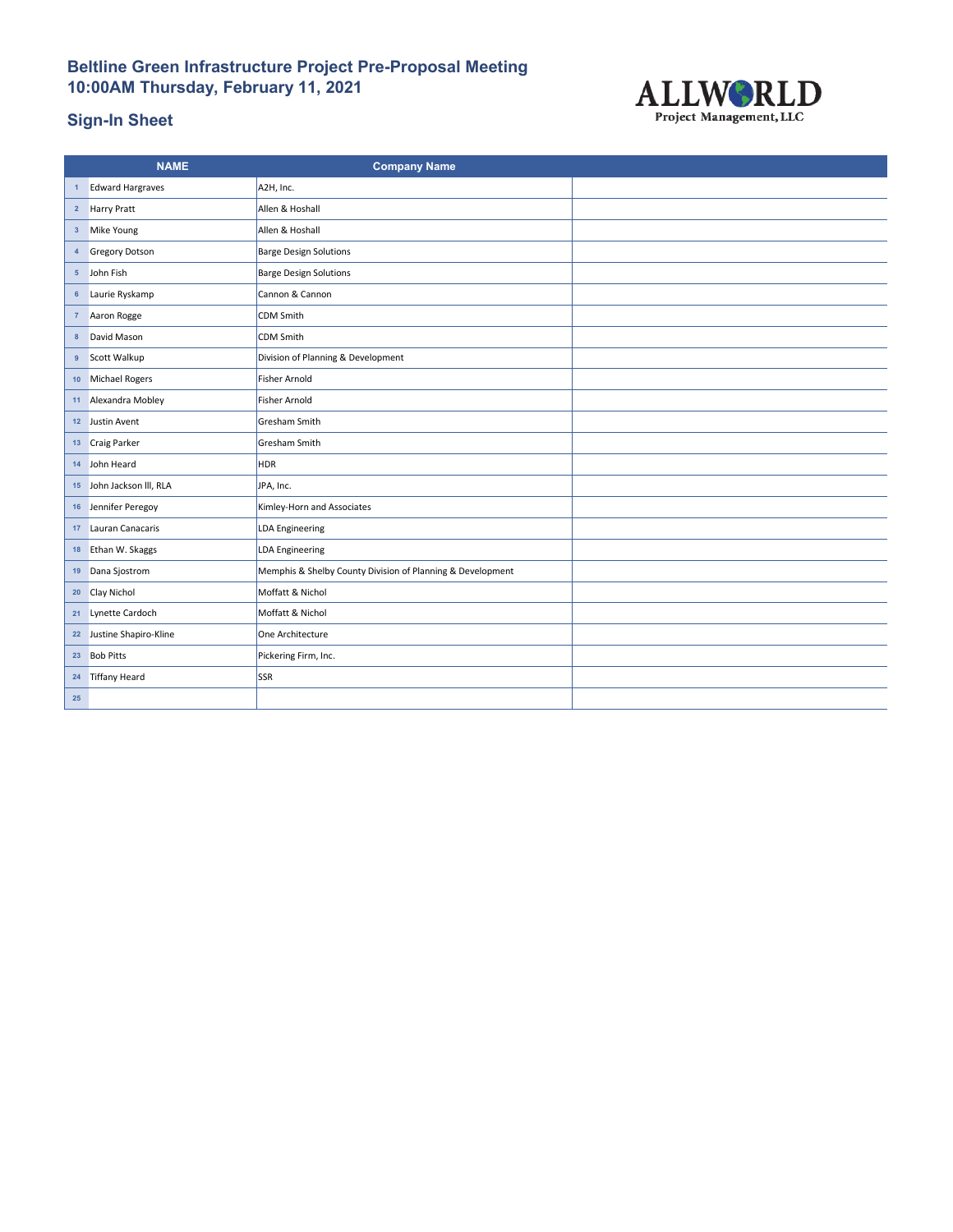## Beltline Green Infrastructure Project Pre-Proposal Meeting
## 10:00AM Thursday, February 11, 2021

ALLWORLD Project Management, LLC

### Sign-In Sheet

| | NAME | Company Name | |
|---|---|---|---|
| 1 | Edward Hargraves | A2H, Inc. | |
| 2 | Harry Pratt | Allen & Hoshall | |
| 3 | Mike Young | Allen & Hoshall | |
| 4 | Gregory Dotson | Barge Design Solutions | |
| 5 | John Fish | Barge Design Solutions | |
| 6 | Laurie Ryskamp | Cannon & Cannon | |
| 7 | Aaron Rogge | CDM Smith | |
| 8 | David Mason | CDM Smith | |
| 9 | Scott Walkup | Division of Planning & Development | |
| 10 | Michael Rogers | Fisher Arnold | |
| 11 | Alexandra Mobley | Fisher Arnold | |
| 12 | Justin Avent | Gresham Smith | |
| 13 | Craig Parker | Gresham Smith | |
| 14 | John Heard | HDR | |
| 15 | John Jackson lll, RLA | JPA, Inc. | |
| 16 | Jennifer Peregoy | Kimley-Horn and Associates | |
| 17 | Lauran Canacaris | LDA Engineering | |
| 18 | Ethan W. Skaggs | LDA Engineering | |
| 19 | Dana Sjostrom | Memphis & Shelby County Division of Planning & Development | |
| 20 | Clay Nichol | Moffatt & Nichol | |
| 21 | Lynette Cardoch | Moffatt & Nichol | |
| 22 | Justine Shapiro-Kline | One Architecture | |
| 23 | Bob Pitts | Pickering Firm, Inc. | |
| 24 | Tiffany Heard | SSR | |
| 25 | | | |